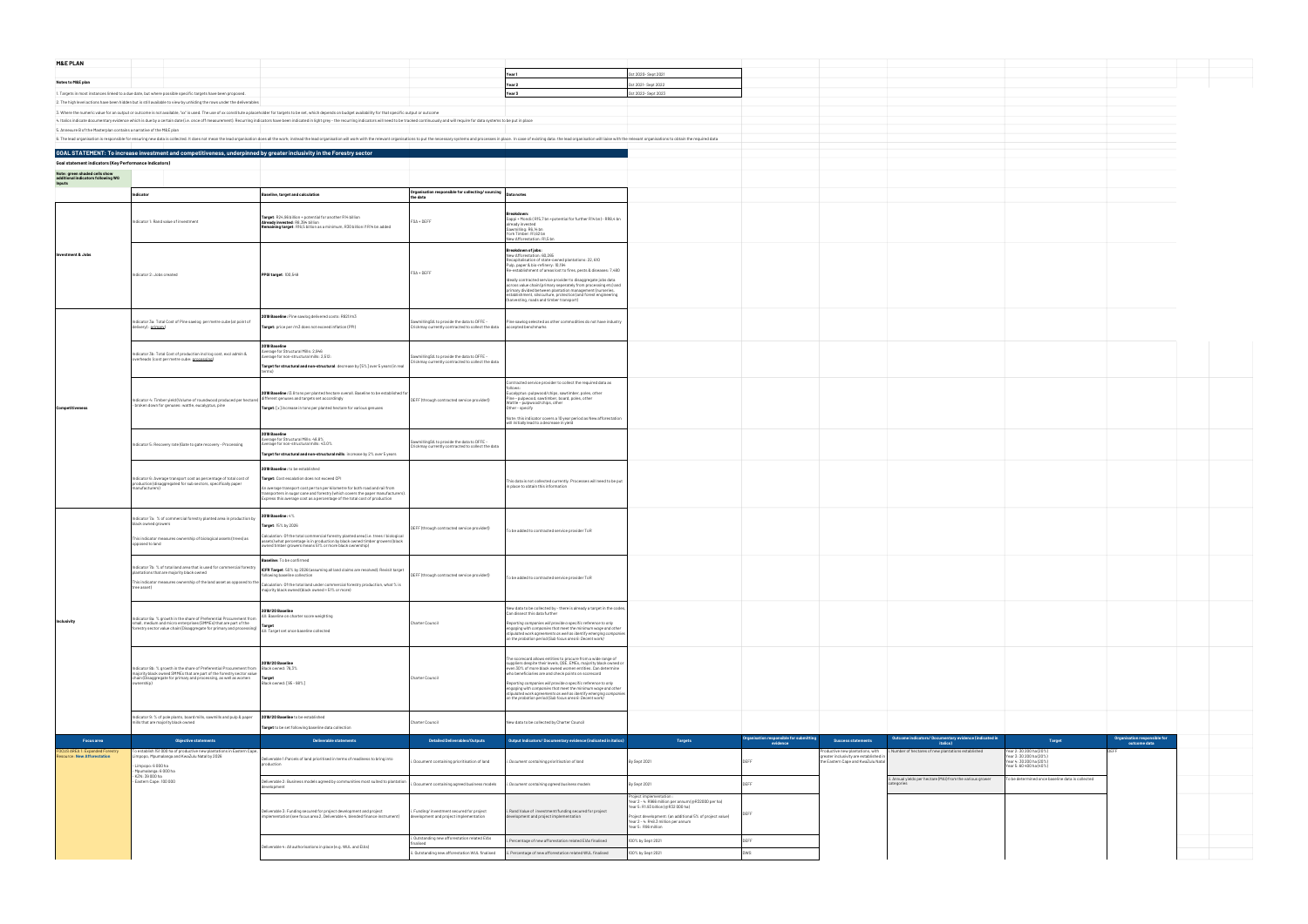# M&E PLAN

| | |
|---|---|
| Year 1 | Oct 2020 - Sept 2021 |
| Year 2 | Oct 2021 - Sept 2022 |
| Year 3 | Oct 2022 - Sept 2023 |

**Notes to M&E plan**

1. Targets in most instances linked to a due date, but where possible specific targets have been proposed.
2. The high level actions have been hidden but is still available to view by unhiding the rows under the deliverables
3. Where the numeric value for an output or outcome is not available, "xx" is used. The use of xx constitute a placeholder for targets to be set, which depends on budget availability for that specific output or outcome
4. Italics indicate documentary evidence which is due by a certain date (i.e. once off measurement). Recurring indicators have been indicated in light grey - the recurring indicators will need to be tracked continuously and will require for data systems to be put in place
5. Annexure B of the Masterplan contains a narrative of the M&E plan
6. The lead organisation is responsible for ensuring new data is collected. It does not mean the lead organisation does all the work. Instead the lead organisation will work with the relevant organisations to put the necessary systems and processes in place. In case of existing data: the lead organisation will liaise with the relevant organisations to obtain the required data

## GOAL STATEMENT: To increase investment and competitiveness, underpinned by greater inclusivity in the Forestry sector

**Goal statement indicators (Key Performance Indicators)**

Note: green shaded cells show additional indicators following WG inputs

| | Indicator | Baseline, target and calculation | Organisation responsible for collecting/ sourcing the data | Data notes |
|---|---|---|---|---|
| **Investment & Jobs** | Indicator 1: Rand value of investment | **Target**: R24,96 billion + potential for another R14 billion<br>**Already invested**: R8.394 billion<br>**Remaining target**: R16.5 billion as a minimum, R30 billion if R14 be added | FSA + DEFF | **Breakdown:**<br>Sappi + Mondi ( R15.7 bn +potential for further R14 bn) - R16.4 bn already invested<br>Sawmilling: R6.14 bn<br>Pork Timber: R1.62 bn<br>New Afforestation: R1.5 bn |
| | Indicator 2: Jobs created | **PPGI target**: 100,548 | FSA + DEFF | **Breakdown of jobs:**<br>New Afforestation: 60,265<br>Recapitalisation of state-owned plantations: 22, 610<br>Pulp, paper & bio-refinery: 15,194<br>Re-establishment of areas lost to fires, pests & diseases: 7,480<br><br>Ideally contracted service provider to disaggregate jobs data across value chain (primary separately from processing etc) and primary divided between plantation management (nurseries, establishment, silviculture, protection) and forest engineering (harvesting, roads and timber transport) |
| **Competitiveness** | Indicator 3a: Total Cost of Pine sawlog per metre cube (at point of delivery) - primary | **2019 Baseline**: Pine sawlog delivered costs: R821/m3<br><br>**Target**: price per m3 does not exceed inflation (PPI) | Sawmilling SA to provide the data to DFFE - Crickmay currently contracted to collect the data | Pine sawlog selected as other commodities do not have industry accepted benchmarks |
| | Indicator 3b: Total Cost of production incl log cost, excl admin & overheads (cost per metre cube - processing) | **2019 Baseline**<br>Average for Structural Mills: 2,946<br>Average for non-structural mills: 3,510<br><br>**Target for structural and non-structural**: decrease by [5%] over 5 years (in real terms) | Sawmilling SA to provide the data to DFFE - Crickmay currently contracted to collect the data | |
| | Indicator 4: Timber yield (Volume of roundwood produced per hectare) - broken down for genuses: wattle, eucalyptus, pine | **2019 Baseline**: (3.8) tons per planted hectare overall. Baseline to be established for different genuses and targets set accordingly<br><br>**Target**: [x] increase in tons per planted hectare for various genuses | DEFF (through contracted service provider) | Contracted service provider to collect the required data as follows:<br>Eucalyptus: pulpwood/chips, sawtimber, poles, other<br>Pine - pulpwood, sawtimber, board, poles, other<br>Wattle - pulpwood/chips, other<br>Other - specify<br><br>Note: this indicator covers a 10 year period as New afforestation will initially lead to a decrease in yield |
| | Indicator 5: Recovery rate (Gate to gate recovery - Processing | **2019 Baseline**<br>Average for Structural Mills: 46.8%<br>Average for non-structural mills: 43.0%<br><br>**Target for structural and non-structural mills**: increase by 2% over 5 years | Sawmilling SA to provide the data to DFFE - Crickmay currently contracted to collect the data | |
| | Indicator 6: Average transport cost as percentage of total cost of production (disaggregated for sub sectors, specifically paper manufacturers) | **2019 Baseline**: to be established<br><br>**Target**: Cost escalation does not exceed CPI<br><br>Av average transport cost per ton per kilometre for both road and rail from transporters in sugar cane and forestry (which covers the paper manufacturers). Express this average cost as a percentage of the total cost of production | | This data is not collected currently. Processes will need to be put in place to obtain this information |
| **Inclusivity** | Indicator 7a: % of commercial forestry planted area in production by black owned growers<br><br>This indicator measures ownership of biological assets (trees) as opposed to land | **2019 Baseline**: 4%<br><br>**Target**: 15% by 2026<br><br>Calculation: Of the total commercial forestry planted area (i.e. trees / biological assets) what percentage is in production by black owned timber growers (black owned timber growers means 51% or more black ownership) | DEFF (through contracted service provider) | To be added to contracted service provider ToR |
| | Indicator 7b: % of total land area that is used for commercial forestry plantations that are majority black owned<br><br>This indicator measures ownership of the land asset as opposed to the tree asset) | **Baseline**: To be confirmed<br><br>**ICFR Target**: 58% by 2026 (assuming all land claims are resolved). Revisit target following baseline collection<br><br>Calculation: Of the total land under commercial forestry production, what % is majority black owned (black owned = 51% or more) | DEFF (through contracted service provider) | To be added to contracted service provider ToR |
| | Indicator 8a: % growth in the share of Preferential Procurement from small, medium and micro enterprises (SMMEs) that are part of the forestry sector value chain (Disaggregate for primary and processing) | **2019/20 Baseline**<br>XX. Baseline on charter score weighting<br><br>**Target**<br>XX. Target set once baseline collected. | Charter Council | New data to be collected by - there is already a target in the codes. Can dissect this data further<br><br>Reporting companies will provide specific reference to only engaging with companies that meet the minimum wage and other stipulated work agreements as well as identify emerging companies on the probation period (Sab focus area 6: Decent work) |
| | Indicator 8b: % growth in the share of Preferential Procurement from majority black owned SMMEs that are part of the forestry sector value chain (Disaggregate for primary and processing, as well as women ownership) | **2019/20 Baseline**<br>Black owned: 76.3%<br><br>**Target**<br>Black owned: [95 - 98%] | Charter Council | The scorecard allows entities to procure from a wide range of suppliers despite their levels, QSE, EMEs, majority black owned or even 30% of more black owned women entities. Can determine who beneficiaries are and check points on scorecard.<br><br>Reporting companies will provide specific reference to only engaging with companies that meet the minimum wage and other stipulated work agreements as well as identify emerging companies on the probation period (Sab focus area 6: Decent work) |
| | Indicator 9: % of pole plants, board mills, sawmills and pulp & paper mills that are majority black owned | **2019/20 Baseline** to be established<br><br>**Target** to be set following baseline data collection | Charter Council | New data to be collected by Charter Council |

| Focus area | Objective statements | Deliverable statements | Detailed Deliverables/Outputs | Output Indicators/ Documentary evidence (indicated in italics) | Targets | Organisation responsible for submitting evidence | Success statements | Outcome indicators/ Documentary evidence (indicated in italics) | Target | Organisation responsible for outcome data |
|---|---|---|---|---|---|---|---|---|---|---|
| FOCUS AREA 1: Expanded Forestry Resource: **New Afforestation** | To establish full 100 ha of productive new plantations in Eastern Cape Limpopo, Mpumalanga and KwaZulu Natal by 2026<br>- Limpopo: 5 000 ha<br>- Mpumalanga: 6 000 ha<br>- KZN: 39 000 ha<br>- Eastern Cape: 100 000 | Deliverable 1: Parcels of land prioritised in terms of readiness to bring into production | i. Document containing prioritisation of land | i. *Document containing prioritisation of land* | By Sept 2021 | DEFF | Productive new plantations, with greater inclusivity are established in the Eastern Cape and KwaZulu Natal | 1. Number of hectares of new plantations established | Year 2: 30 300 ha (20%)<br>Year 3: 30 300 ha (20%)<br>Year 4: 30 300 ha (20%)<br>Year 5: 60 400 ha (40%) | DEFF |
| | | Deliverable 2: Business models agreed by communities most suited to plantation development | i. Document containing agreed business models | i. *Document containing agreed business models* | By Sept 2021 | DEFF | | 2. Annual yields per hectare (MAI) from the various grower categories | To be determined once baseline data is collected | |
| | | Deliverable 3: Funding secured for project development and project implementation (see focus area 2, Deliverable 4, blended finance instrument) | i. Funding/ investment secured for project development and project implementation | i. Rand Value of investment/funding secured for project development and project implementation | Project implementation:<br>Year 2 - 4: R966 million per annum (@R32000 per ha)<br>Year 5: R1.63 billion (@R32 000 ha)<br><br>Project development: (an additional 5% of project value)<br>Year 2 - 4: R48.3 million per annum<br>Year 5: R96 million | DEFF | | | | |
| | | Deliverable 4: All authorisations in place (e.g. WUL and EIAs) | i. Outstanding new afforestation related EIAs finalised | i. Percentage of new afforestation related EIAs finalised | 100% by Sept 2021 | DEFF | | | | |
| | | | ii. Outstanding new afforestation WUL finalised | ii. Percentage of new afforestation related WUL finalised | 100% by Sept 2021 | DWS | | | | |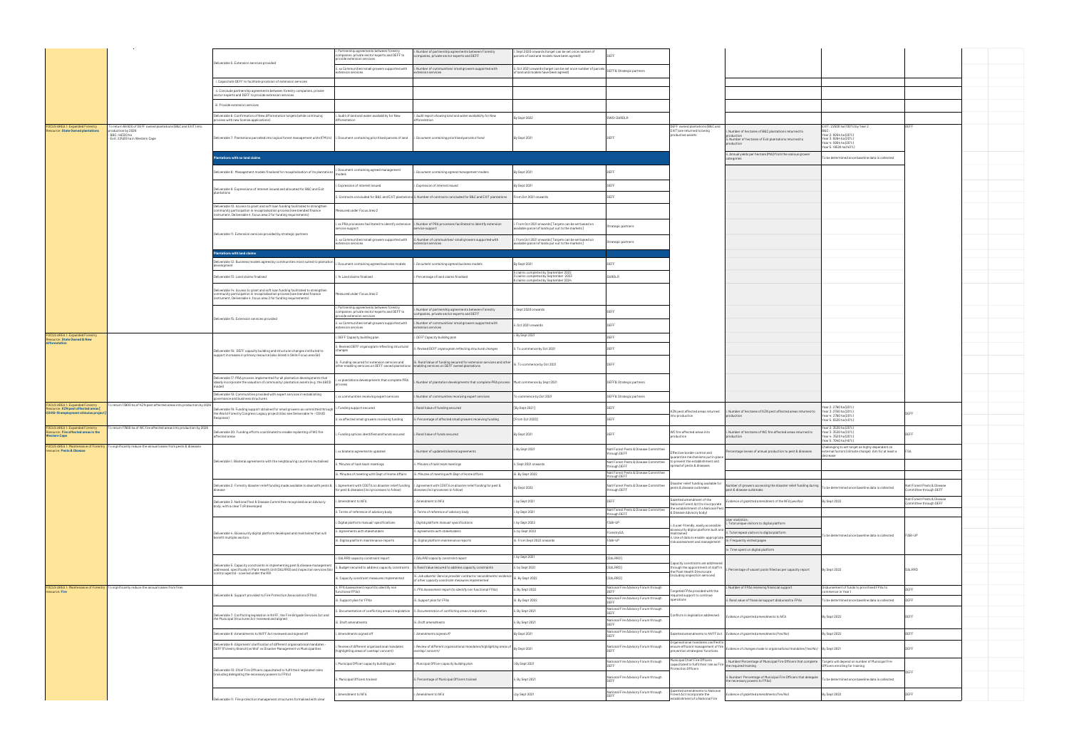| | | | | | | | | | | |
|---|---|---|---|---|---|---|---|---|---|---|
| | | Deliverable 5: Extension services provided | i. Partnership agreements between forestry companies, private sector experts and DEFF to provide extension services | i. Number of partnership agreements between Forestry companies, private sector experts and DEFF | i. Sept 2020 onwards (target can be set once number of parcels of land and models have been agreed) | DEFF | | | | |
| | | | ii. xx Communities/ small growers supported with extension services | ii. Number of communities/ small growers supported with extension services | ii. Oct 2021 onwards (target can be set once number of parcels of land and models have been agreed) | DEFF & Strategic partners | | | | |
| | | i. Capacitate DEFF to facilitate provision of extension services | | | | | | | | |
| | | ii. Conclude partnership agreements between forestry companies, private sector experts and DEFF to provide extension services | | | | | | | | |
| | | iii. Provide extension services | | | | | | | | |
| | | Deliverable 6: Confirmation of New Afforestation targets (while continuing process with new license applications) | i. Audit of land and water availability for New Afforestation | i. Audit report showing land and water availability for New Afforestation | By Sept 2022 | DWS/ DARDLR | | | | |
| FOCUS AREA 1: Expanded Forestry Resource: State Owned plantations | To return 66 620 of DEFF owned plantations (B&C and EXIT) into productive by 2026 - B&C: 44 500 ha - Exit: 22 580 ha in Western Cape | Deliverable 7: Plantations parcelled into logical forest management units (FMU's) | i. Document containing prioritised parcels of land | i. Document containing prioritised parcels of land | By Sept 2021 | DEFF | DEFF owned plantations (B&C and EXIT) are returned to being productive assets | i. Number of hectares of B&C plantations returned to production ii. Number of hectares of Exit plantations returned to production | EXIT: 22 600 ha (100%) by Year 2 B&C: Year 2: 8 264 ha (20%) Year 3: 8 264 ha (20%) Year 4: 8 264 ha (20%) Year 5: 16 528 ha (40%) | DEFF |
| | | | | | | | | iii. Annual yields per hectare (MAI) from the various grower categories | To be determined once baseline data is collected | |
| | | **Plantations with no land claims** | | | | | | | | |
| | | Deliverable 8: Management models finalised for recapitalisation of its plantations | i. Document containing agreed management models | i. Document containing agreed management models | By Sept 2021 | DEFF | | | | |
| | | Deliverable 9: Expressions of interest issued and allocated for B&C and Exit plantations | i. Expression of interest issued | i. Expression of interest issued | By Sept 2021 | DEFF | | | | |
| | | | ii. Contracts concluded for B&C and EXIT plantations | ii. Number of contracts concluded for B&C and EXIT plantations | From Oct 2021 onwards | DEFF | | | | |
| | | Deliverable 10: Access to grant and soft loan funding facilitated to strengthen community participation in recapitalisation process (see blended finance instrument, Deliverable 4, focus area 2 for funding requirements) | Measured under Focus Area 2 | | | | | | | |
| | | Deliverable 11: Extension services provided by strategic partners | i. xx PRA processes facilitated to identify extension service support | i. Number of PRA processes facilitated to identify extension service support | i. From Oct 2021 onwards (Targets can be set based on available parcel of lands put out to the markets) | Strategic partners | | | | |
| | | | ii. xx Communities/ small growers supported with extension services | ii. Number of communities/ small growers supported with extension services | ii. From Oct 2021 onwards (Targets can be set based on available parcel of lands put out to the markets) | Strategic partners | | | | |
| | | **Plantations with land claims** | | | | | | | | |
| | | Deliverable 12: Business models agreed by communities most suited to plantation development | i. Document containing agreed business models | i. Document containing agreed business models | By Sept 2021 | DEFF | | | | |
| | | Deliverable 13: Land claims finalised | i. % Land claims finalised | i. Percentage of land claims finalised | 5 claims completed by September 2022 3 claims completed by September 2023 6 claims completed by September 2024 | DARDLR | | | | |
| | | Deliverable 14: Access to grant and soft loan funding facilitated to strengthen community participation in recapitalisation process (see blended finance instrument, Deliverable 4, focus area 2 for funding requirements) | Measured under Focus Area 2 | | | | | | | |
| | | Deliverable 15: Extension services provided | i. Partnership agreements between forestry companies, private sector experts and DEFF to provide extension services | i. Number of partnership agreements between Forestry companies, private sector experts and DEFF | i. Sept 2020 onwards | DEFF | | | | |
| | | | ii. xx Communities/small growers supported with extension services | ii. Number of communities/ small growers supported with extension services | ii. Oct 2021 onwards | DEFF | | | | |
| FOCUS AREA 1: Expanded Forestry Resource: State Owned & New Afforestation | | Deliverable 16: DEFF capacity building and structural changes instituted to support increase in primary resource (also listed in Skills Focus area 5b) | i. DEFF Capacity building plan | i. DEFF Capacity building plan | i. By Sept 2021 | DEFF | | | | |
| | | | ii. Revised DEFF organogram reflecting structural changes | ii. Revised DEFF organogram reflecting structural changes | ii. To commence by Oct 2021 | DEFF | | | | |
| | | | iii. Funding secured for extension services and other enabling services on DEFF owned plantations | iii. Rand Value of funding secured for extension services and other enabling services on DEFF owned plantations | iii. To commence by Oct 2021 | DEFF | | | | |
| | | Deliverable 17: PPA process implemented for all plantation developments that ideally incorporate the valuation of community/ plantation assets (e.g. the KBCS model) | i. xx plantations developments that complete PPA process | i. Number of plantation developments that complete PPA process | Must commence by Sept 2021 | DEFF & Strategic partners | | | | |
| | | Deliverable 18: Communities provided with expert services in establishing governance and business structures | i. xx communities receiving expert services | i. Number of communities receiving expert services | To commence by Oct 2021 | DEFF & Strategic partners | | | | |
| FOCUS AREA 1: Expanded Forestry Resource: KZN pest affected areas (COVID-19 employment stimulus project) | To return 13 800 ha of KZN pest affected areas into production by 2026 | Deliverable 19: Funding support obtained for small growers as committed through the World Forestry Congress Legacy project (Also see Deliverable 14 - COVID Response) | i. Funding support secured | i. Rand Value of funding secured | [By Sept 2021] | DEFF | KZN pest affected areas returned into production | i. Number of hectares of KZN pest affected areas returned to production | Year 2: 2760 ha (20%) Year 3: 2760 ha (20%) Year 4: 2760 ha (20%) Year 5: 5520 ha (40%) | DEFF |
| | | | ii. xx affected small growers receiving funding | ii. Percentage of affected small growers receiving funding | [From Oct 2020] | DEFF | | | | |
| FOCUS AREA 1: Expanded Forestry Resource: Fire affected areas in the Western Cape | To return 17 600 ha of WC fire affected areas into production by 2026 | Deliverable 20: Funding efforts coordinated to enable replanting of WC fire affected areas | i. Funding options identified and funds secured | i. Rand Value of funds secured | By Sept 2021 | DEFF | WC fire affected areas into production | i. Number of hectares of WC fire affected areas returned to production | Year 2: 3520 ha (20%) Year 3: 3520 ha (20%) Year 4: 3520 ha (20%) Year 5: 7040 ha (40%) | DEFF |
| FOCUS AREA 1: Maintenance of Forestry resource: Pests & Disease | To significantly reduce the annual losses from pests & diseases | Deliverable 1: Bilateral agreements with the neighbouring countries revitalised | i. xx bilateral agreements updated | i. Number of updated bilateral agreements | i. By Sept 2021 | Natl Forest Pests & Disease Committee through DEFF | Effective border control and quarantine mechanisms put in place to prevent the establishment and spread of pests & diseases | Percentage losses of annual production to pest & diseases | Challenging to set target as highly dependent on external factors (climate change). Aim for at least a decrease | FSA |
| | | | ii. Minutes of task team meetings | ii. Minutes of task team meetings | ii. Sept 2021 onwards | Natl Forest Pests & Disease Committee through DEFF | | | | |
| | | | iii. Minutes of meeting with Dept of Home Affairs | iii. Minutes of meeting with Dept of Home Affairs | iii. By Sept 2022 | Natl Forest Pests & Disease Committee through DEFF | | | | |
| | | Deliverable 2: Forestry disaster relief funding made available to deal with pests & disease | i. Agreement with COGTA on disaster relief funding for pest & diseases (incl processes to follow) | i. Agreement with COGTA on disaster relief funding for pest & diseases (incl processes to follow) | By Sept 2022 | Natl Forest Pests & Disease Committee through DEFF | Disaster relief funding available for pests & disease outbreaks | Number of growers accessing the disaster relief funding during pest & disease outbreaks | To be determined once baseline data is collected | Natl Forest Pests & Disease Committee through DEFF |
| | | Deliverable 3: National Pest & Disease Committee recognised as an Advisory body, with a clear ToR developed | i. Amendment to NFA | i. Amendment to NFA | i. By Sept 2021 | DEFF | Gazetted amendment of the National Forest Act to incorporate the establishment of a National Pest & Disease Advisory body) | Evidence of gazetted amendment of the NFA (yes/no) | By Sept 2022 | Natl Forest Pests & Disease Committee through DEFF |
| | | | ii. Terms of reference of advisory body | ii. Terms of reference of advisory body | ii. By Sept 2021 | Natl Forest Pests & Disease Committee through DEFF | | | | |
| | | Deliverable 4: Biosecurity digital platform developed and maintained that will benefit multiple sectors | i. Digital platform manual/ specifications | i. Digital platform manual/ specifications | i. By Sept 2022 | FABI-UP | i. A user-friendly, easily accessible biosecurity digital platform built and maintained ii. Use of data to enable appropriate risk assessment and management | User statistics: i. Total unique visitors to digital platform | To be determined once baseline data is collected | FABI-UP |
| | | | ii. Agreements with stakeholders | ii. Agreements with stakeholders | ii. By Sept 2022 | ForestrySA | | ii. Total repeat visitors to digital platform | | |
| | | | iii. Digital platform maintenance reports | iii. Digital platform maintenance reports | iii. From Sept 2022 onwards | FABI-UP | | iii. Frequently visited pages | | |
| | | | | | | | | iv. Time spent on digital platform | | |
| | | Deliverable 5: Capacity constraints in implementing pest & disease management addressed, specifically in Plant Health Unit (DALRRD) and inspection services (bio control agents) - covered under the RSE | i. DALRRD capacity constraint report | i. DALRRD capacity constraint report | i. By Sept 2021 | DALRRD | Capacity constraints are addressed through the appointment of staff in the Plant Health Directorate (including inspection services) | i. Percentage of vacant posts filled as per capacity report | By Sept 2022 | DALRRD |
| | | | ii. Budget secured to address capacity constraints | ii. Rand Value secured to address capacity constraints | ii. By Sept 2021 | DALRRD | | | | |
| | | | iii. Capacity constraint measures implemented | iii. Job adverts/ Service provider contracts/ secondments/ evidence of other capacity constraint measures implemented | iii. By Sept 2022 | DALRRD | | | | |
| FOCUS AREA 1: Maintenance of Forestry resource: Fire | To significantly reduce the annual losses from fires | Deliverable 6: Support provided to Fire Protection Associations (FPAs) | i. FPA Assessment report to identify non functional FPAs | i. FPA Assessment report (to identify non functional FPAs) | i. By Sept 2023 | National Fire Advisory Forum through DEFF | Targeted FPAs provided with the required support to continue operations | i. Number of FPAs receiving financial support | Disbursement of funds to prioritised FPAs to commence in Year 1 | DEFF |
| | | | ii. Support plan for FPAs | ii. Support plan for FPAs | ii. By Sept 2023 | National Fire Advisory Forum through DEFF | | ii. Rand value of financial support disbursed to FPAs | To be determined once baseline data is collected | DEFF |
| | | Deliverable 7: Conflicting legislation in NVFF, the Fire Brigade Services Act and the Municipal Structures Act reviewed and aligned | i. Documentation of conflicting areas in legislation | i. Documentation of conflicting areas in legislation | i. By Sept 2021 | National Fire Advisory Forum through DEFF | Conflicts in legislation addressed | Evidence of gazetted amendments to NFA | By Sept 2022 | DEFF |
| | | | ii. Draft amendments | ii. Draft amendments | ii. By Sept 2021 | National Fire Advisory Forum through DEFF | | | | |
| | | Deliverable 8: Amendments to NVFF Act reviewed and signed off | i. Amendments signed off | i. Amendments signed off | By Sept 2021 | National Fire Advisory Forum through DEFF | Gazetted amendments to NVFF Act | Evidence of gazetted amendments (Yes/No) | By Sept 2022 | DEFF |
| | | Deliverable 9: Alignment/ clarification of different organisational mandates - DEFF (Forestry Branch) vs WoF vs Disaster Management vs Municipalities | i. Review of different organisational mandates (highlighting areas of overlap/ concern) | i. Review of different organisational mandates (highlighting areas of overlap/ concern) | By Sept 2021 | National Fire Advisory Forum through DEFF | Organisational mandates clarified to ensure efficient management of fire prevention strategies/ functions | Evidence of changes made to organisational mandates (Yes/No) | By Sept 2021 | DEFF |
| | | Deliverable 10: Chief Fire Officers capacitated to fulfil their legislated roles (including delegating the necessary powers to FPAs) | i. Municipal Officer capacity building plan | i. Municipal Officer capacity building plan | i. By Sept 2021 | National Fire Advisory Forum through DEFF | Municipal Chief Fire Officers capacitated to fulfil their role as Fire Protection Officers | i. Number/ Percentage of Municipal Fire Officers that complete the required training | Targets will depend on number of Municipal Fire Officers enrolling for training | DEFF |
| | | | ii. Municipal Officers trained | ii. Percentage of Municipal Officers trained | ii. By Sept 2022 | National Fire Advisory Forum through DEFF | | ii. Number/ Percentage of Municipal Fire Officers that delegate the necessary powers to FPAs | To be determined once baseline data is collected | |
| | | Deliverable 11: Fire protection management structures formalised with clear | i. Amendment to NFA | i. Amendment to NFA | i. By Sept 2021 | National Fire Advisory Forum through DEFF | Gazetted amendments to National Forest Act incorporate the establishment of a National Fire | Evidence of gazetted amendments (Yes/No) | By Sept 2022 | DEFF |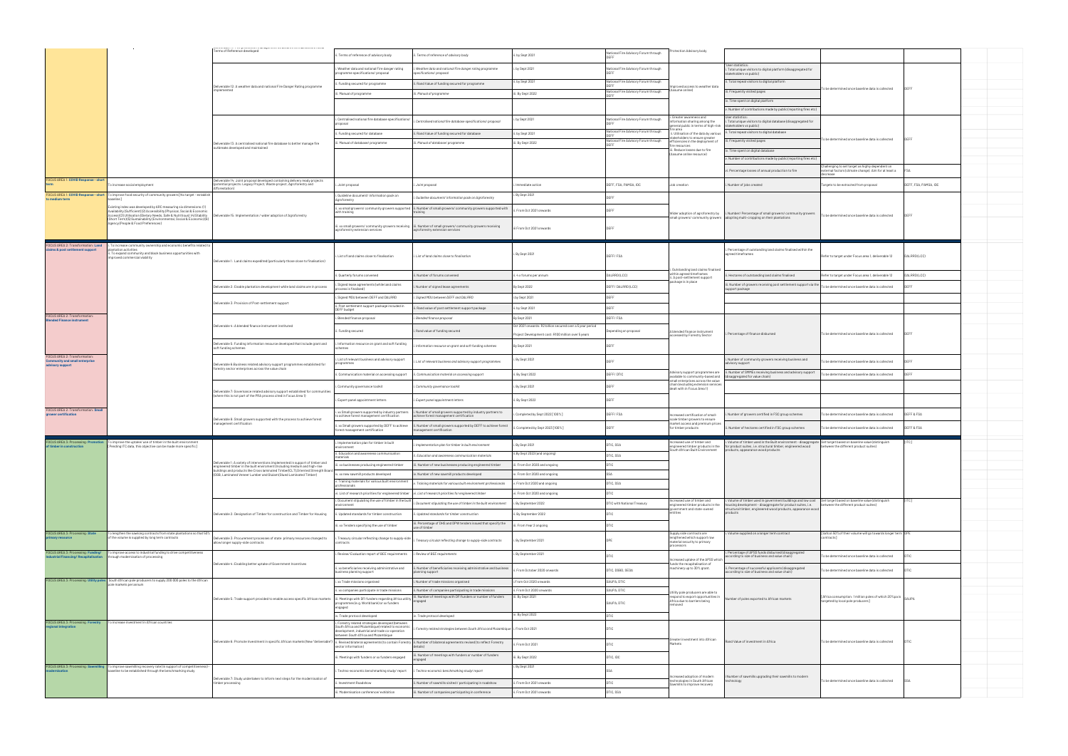| Focus Area | Objective | Deliverable | Activity/Milestone | Output Indicator | Timeframe | Responsibility | Outcome | Outcome Indicator | Target | Responsibility |
|---|---|---|---|---|---|---|---|---|---|---|
| | | Terms of Reference developed | ii. Terms of reference of advisory body | ii. Terms of reference of advisory body | ii. by Sept 2021 | National Fire Advisory Forum through DEFF | Protection Advisory body | | | |
| | | Deliverable 12: A weather data and national Fire Danger Rating programme implemented | i. Weather data and national Fire danger rating programme specifications/ proposal | i. Weather data and national Fire danger rating programme specifications/ proposal | i. by Sept 2021 | National Fire Advisory Forum through DEFF | Improved access to weather data (Assume online) | User statistics: i. Total unique visitors to digital platform (disaggregated for stakeholders vs public) | To be determined once baseline data is collected | DEFF |
| | | | ii. Funding secured for programme | ii. Rand value of funding secured for programme | ii. by Sept 2021 | National Fire Advisory Forum through DEFF | | ii. Total repeat visitors to digital platform | | |
| | | | iii. Manual of programme | iii. Manual of programme | iii. By Sept 2022 | National Fire Advisory Forum through DEFF | | iii. Frequently visited pages | | |
| | | | | | | | | iv. Time spent on digital platform | | |
| | | | | | | | | v. Number of contributions made by public (reporting fires etc) | | |
| | | Deliverable 13: A centralised national fire database to better manage fire outbreaks developed and maintained | i. Centralised national fire database specifications/ proposal | i. Centralised national fire database specifications/ proposal | i. by Sept 2021 | National Fire Advisory Forum through DEFF | i. Greater awareness and information sharing among the general public in terms of high-risk fire area. ii. Utilisation of the data by various stakeholders to ensure greater efficiencies in the deployment of fire resources iii. Reduce losses due to fire (Assume online resource) | User statistics: i. Total unique visitors to digital database (disaggregated for stakeholders vs public) | To be determined once baseline data is collected | DEFF |
| | | | ii. Funding secured for database | ii. Rand value of funding secured for database | ii. by Sept 2021 | National Fire Advisory Forum through DEFF | | ii. Total repeat visitors to digital database | | |
| | | | iii. Manual of database/ programme | iii. Manual of database/ programme | iii. By Sept 2022 | National Fire Advisory Forum through DEFF | | iii. Frequently visited pages | | |
| | | | | | | | | iv. Time spent on digital database | | |
| | | | | | | | | v. Number of contributions made by public (reporting fires etc) | | |
| | | | | | | | | vi. Percentage losses of annual production to fire | Challenging to set target as highly dependent on external factors (climate change). Aim for at least a decrease | FSA |
| FOCUS AREA 1: COVID Response - short term | To increase social employment | Deliverable 14: Joint proposal developed containing delivery ready projects (potential projects: Legacy Project, Waste project, Agroforestry and afforestation) | i. Joint proposal | i. Joint proposal | i. Immediate action | DEFF, FSA, PAMSA, IDC | Job creation | i. Number of jobs created | Targets to be extracted from proposal | DEFF, FSA, PAMSA, IDC |
| FOCUS AREA 1: COVID Response - short to medium term | To improve food security of community growers [No target - establish baseline] Existing index was developed by ARC measuring six dimensions: (1) Availability (Sufficient) (2) Accessibility (Physical, Social & Economic Access) (3) Utilisation (Dietary Needs, Safe & Nutritious) (4) Stability (Short Term) (5) Sustainability (Environmental, Social & Economic) (6) Agency (People & Food Preferences) | Deliverable 15: Implementation / wider adoption of Agroforestry | i. Guideline document/ information pack on agroforestry | i. Guideline document/ information pack on agroforestry | i. By Sept 2021 | DEFF | Wider adoption of agroforestry by small growers/ community growers | i. Number/ Percentage of small growers/ community growers adopting multi-cropping on their plantations | To be determined once baseline data is collected | DEFF |
| | | | ii. xx small growers/ community growers supported with training | ii. Number of small growers/ community growers supported with training | ii. From Oct 2021 onwards | DEFF | | | | |
| | | | iii. xx small growers/ community growers receiving agroforestry extension services | iii. Number of small growers/ community growers receiving agroforestry extension services | iii From Oct 2021 onwards | DEFF | | | | |
| FOCUS AREA 2: Transformation: Land claims & post settlement support | i. To increase community ownership and economic benefits related to plantation activities ii. To expand community and black business opportunities with improved commercial viability | Deliverable 1: Land claims expedited (particularly those closer to finalisation) | i. List of land claims closer to finalisation | i. List of land claims closer to finalisation | i. By Sept 2021 | DEFF/ FSA | i. Outstanding land claims finalised within agreed timeframes ii. A post-settlement support package is in place | i. Percentage of outstanding land claims finalised within the agreed timeframes | Refer to target under Focus area 1, deliverable 12 | DALRRD(LCC) |
| | | | ii. Quarterly forums convened | ii. Number of forums convened | ii. 4 x forums per annum | DALRRD(LCC) | | ii. Hectares of outstanding land claims finalised | Refer to target under Focus area 1, deliverable 12 | DALRRD(LCC) |
| | | Deliverable 2: Enable plantation development while land claims are in process | i. Signed lease agreements (while land claims process is finalised) | i. Number of signed lease agreements | By Sept 2022 | DEFF/ DALRRD(LCC) | | iii. Number/ Percentage of land claimants receiving post settlement support via the support package | To be determined once baseline data is collected | DEFF |
| | | Deliverable 3: Provision of Post-settlement support | i. Signed MOU between DEFF and DALRRD | i. Signed MOU between DEFF and DALRRD | i by Sept 2021 | DEFF | | | | |
| | | | ii. Post settlement support package included in DEFF budget | ii. Rand value of post settlement support package | ii. by Sept 2021 | DEFF | | | | |
| FOCUS AREA 2: Transformation: Blended Finance instrument | | Deliverable 4: A blended finance instrument instituted | i. Blended finance proposal | i. Blended finance proposal | By Sept 2021 | DEFF/ FSA | A blended finance instrument accessed by Forestry Sector | i. Percentage of finance disbursed | To be determined once baseline data is collected | DEFF |
| | | | ii. Funding secured | i. Rand value of funding secured | Oct 2021 onwards: R2 billion secured over a 5 year period Project development cost: R100 million over 5 years | Depending on proposal | | | | |
| | | Deliverable 5: Funding information resource developed that include grant and soft funding schemes | i. Information resource on grant and soft funding schemes | i. Information resource on grant and soft funding schemes | By Sept 2021 | DEFF | | | | |
| FOCUS AREA 2: Transformation: Community and small enterprise advisory support | | Deliverable 6: Business related advisory support programmes established for forestry sector enterprises across the value chain | i. List of relevant business and advisory support programmes | i. List of relevant business and advisory support programmes | i. By Sept 2021 | DEFF | Advisory support programmes are available to community-based and small enterprises across the value-chain (including extension services dealt with in Focus Area 1) | i. Number of community growers receiving business and advisory support | To be determined once baseline data is collected | DEFF |
| | | | ii. Communication material on accessing support | ii. Communication material on accessing support | ii. By Sept 2022 | DEFF/ DTIC | | ii. Number of SMMEs receiving business and advisory support (disaggregated for value chain) | To be determined once baseline data is collected | DEFF |
| | | Deliverable 7: Governance related advisory support established for communities (where this is not part of the PPA process cited in Focus Area 1) | i. Community governance toolkit | i. Community governance toolkit | i. By Sept 2021 | DEFF | | | | |
| | | | ii. Expert panel appointment letters | ii. Expert panel appointment letters | ii. By Sept 2022 | DEFF | | | | |
| FOCUS AREA 2: Transformation: Small grower certification | | Deliverable 8: Small growers supported with the process to achieve forest management certification | i. xx Small growers supported by industry partners to achieve forest management certification | i. Number of small growers supported by industry partners to achieve forest management certification | i. Completed by Sept 2023 [100%] | DEFF/ FSA | Increased certification of small-scale timber growers to ensure market access and premium prices for timber products | i. Number of growers certified in FSC group schemes | To be determined once baseline data is collected | DEFF & FSA |
| | | | ii. xx Small growers supported by DEFF to achieve forest management certification | ii. Number of small growers supported by DEFF to achieve forest management certification | ii. Completed by Sept 2023 [100%] | DEFF | | ii. Number of hectares certified in FSC group schemes | To be determined once baseline data is collected | DEFF & FSA |
| FOCUS AREA 3: Processing: Promotion of timber in construction | To improve the uptake/ use of timber in the built environment [ Pending ITC data: this objective can be made more specific ] | Deliverable 1: A variety of interventions implemented in support of timber and engineered timber in the built environment (including medium and high-rise buildings and products like Cross laminated Timber(CLT) Oriented Strength Board (OSB, Laminated Veneer Lumber and Glulam (Glued Laminated Timber) | i. Implementation plan for timber in built environment | i. Implementation plan for timber in built environment | i. By Sept 2021 | DTIC, SSA | Increased use of timber and engineered timber products in the South African Built Environment | i. Volume of timber used in the Built environment - disaggregate for product suites, i.e. structural timber, engineered wood products, appearance wood products | Set target based on baseline value (distinguish between the different product suites) | [ITC] |
| | | | ii. Education and awareness communication materials | ii. Education and awareness communication materials | ii. By Sept 2021 (and ongoing) | DTIC, SSA | | | | |
| | | | iii. xx businesses producing engineered timber | iii. Number of new businesses producing engineered timber | iii. From Oct 2020 and ongoing | DTIC | | | | |
| | | | iv. xx new sawmill products developed | iv. Number of new sawmill products developed | iv. From Oct 2020 and ongoing | SSA | | | | |
| | | | v. Training materials for various built environment professionals | v. Training materials for various built environment professionals | v. From Oct 2020 and ongoing | DTIC, SSA | | | | |
| | | | vi. List of research priorities for engineered timber | vi. List of research priorities for engineered timber | vi. From Oct 2020 and ongoing | DTIC | | | | |
| | | Deliverable 2: Designation of Timber for construction and Timber for Housing | i. Document stipulating the use of timber in the built environment | i. Document stipulating the use of timber in the built environment | i. By September 2022 | DTIC with National Treasury | Increased use of timber and engineered timber products in the government and state-owned entities | i. Volume of timber used in government buildings and low cost housing development - disaggregate for product suites, i.e. structural timber, engineered wood products, appearance wood products | Set target based on baseline value (distinguish between the different product suites) | [ITC] |
| | | | ii. Updated standards for timber construction | ii. Updated standards for timber construction | ii. By September 2022 | DTIC | | | | |
| | | | iii. xx Tenders specifying the use of timber | iii. Percentage of DHS and DPW tenders issued that specify the use of timber | iii. From Year 3 ongoing | DTIC | | | | |
| FOCUS AREA 3: Processing: State primary resource | To strengthen the sawlog contracts from state plantations so that 50% of the volume is supplied by long term contracts | Deliverable 3: Procurement processes of state-primary resources changed to allow longer supply-side contracts | i. Treasury circular reflecting change to supply-side contracts | i. Treasury circular reflecting change to supply-side contracts | i. By September 2021 | DPE | Supply side contracts are lengthened which support raw material security to primary processors | i. Volume supplied on a longer term contract | [About 50% of their volume will go towards longer term contracts] | DPE |
| FOCUS AREA 3: Processing: Funding/ Industrial Financing/ Recapitalisation | To improve access to industrial funding to drive competitiveness through modernisation of processing | Deliverable 4: Enabling better uptake of Government Incentives | i. Review/ Evaluation report of BEE requirements | i. Review of BEE requirements | i. By September 2021 | DTIC | Increased uptake of the AIPSS which funds the recapitalisation of machinery up to 30% grant | i. Percentage of AIPSS funds disbursed (disaggregated according to size of business and value chain) | To be determined once baseline data is collected | DTIC |
| | | | ii. xx beneficiaries receiving administrative and business planning support | ii. Number of beneficiaries receiving administrative and business planning support | ii. From October 2020 onwards | DTIC, DSBD, SEDA | | ii. Percentage of successful applicants (disaggregated according to size of business and value chain) | To be determined once baseline data is collected | DTIC |
| FOCUS AREA 3: Processing: Utility poles | South African pole producers to supply 200 000 poles to the African pole markets per annum | Deliverable 5: Trade support provided to enable access specific African markets | i. xx Trade missions organised | i. Number of trade missions organised | i. From Oct 2020 onwards | SAWPA, DTIC | Utility pole producers are able to respond to export opportunities in Africa due to barriers being removed | Number of poles exported to African markets | [Africa consumption: 1 million poles of which 20% p.a is targeted by local pole producers] | SAWPA |
| | | | ii. xx companies participate in trade missions | ii. Number of companies participating in trade missions | ii. From Oct 2020 onwards | SAWPA, DTIC | | | | |
| | | | iii. Meetings with DFI funders regarding Africa utility programmes (e.g. World bank) or xx funders engaged | iii. Number of meetings with DFI funders or number of funders engaged | iii. By Sept 2021 | SAWPA, DTIC | | | | |
| | | | iv. Trade protocol developed | iv. Trade protocol developed | iv. By Sept 2022 | DTIC | | | | |
| FOCUS AREA 3: Processing: Forestry regional integration | To increase investment in African countries | Deliverable 6: Promote investment in specific African markets (New 'deliverable') | i. Forestry related strategies developed between South Africa and Mozambique related to economic development, industrial and trade co-operation between South Africa and Mozambique | i. Forestry related strategies developed between South Africa and Mozambique | i. From Oct 2021 | DTIC | Greater investment into African Markets | Rand Value of investment in Africa | To be determined once baseline data is collected | DTIC |
| | | | ii. Revised bilateral agreements to contain Forestry sector information | ii. Number of bilateral agreements revised (to reflect Forestry details) | ii. From Oct 2021 | DTIC | | | | |
| | | | iii. Meetings with funders or xx funders engaged | iii. Number of meetings with funders of number of funders engaged | iii. By Sept 2022 | DTIC, IDC | | | | |
| FOCUS AREA 3: Processing: Sawmilling modernisation | To improve sawmilling recovery rate to support of competitiveness - baseline to be established through the benchmarking study | Deliverable 7: Study undertaken to inform next steps for the modernisation of timber processing | i. Techno-economic benchmarking study/ report | i. Techno-economic benchmarking study/ report | i. By Sept 2021 | SSA | Increased adoption of modern technologies in South African Sawmills to improve recovery | i Number of sawmills upgrading their sawmills to modern technology | To be determined once baseline data is collected | SSA |
| | | | ii. Investment Roadshow | ii. Number of sawmills visited / participating in roadshow | ii. From Oct 2021 onwards | DTIC | | | | |
| | | | iii. Modernisation conference/ exhibition | iii. Number of companies participating in conference | iii. From Oct 2021 onwards | DTIC, SSA | | | | |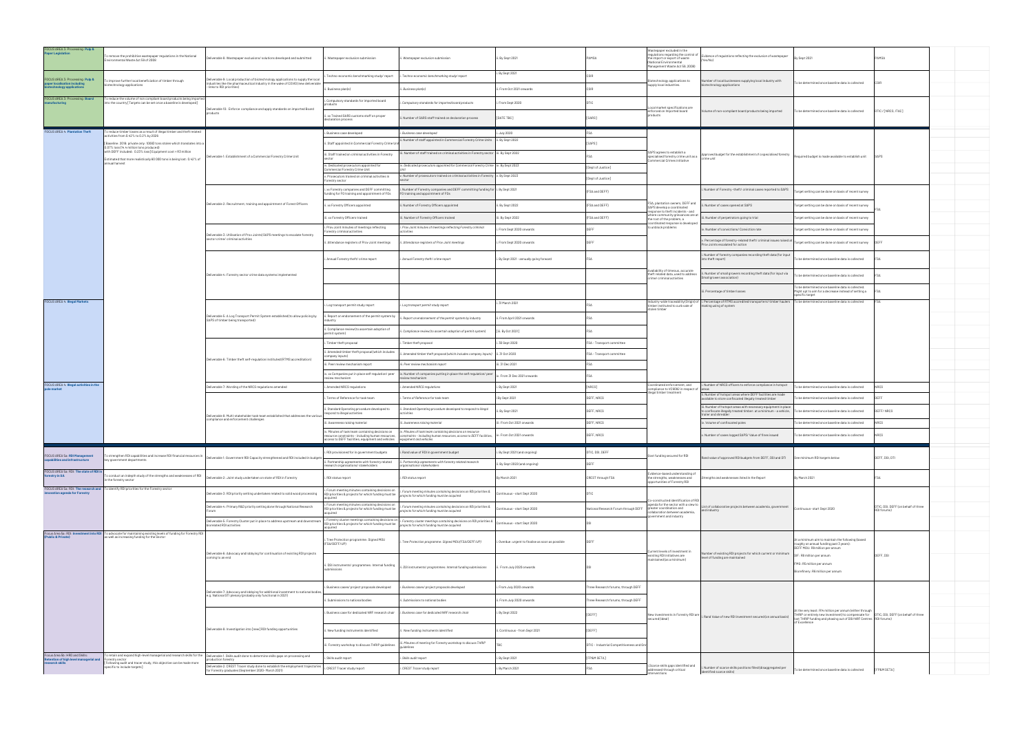| | | | | | | | | | | |
|---|---|---|---|---|---|---|---|---|---|---|
| FOCUS AREA 3: Processing: Pulp & Paper Legislation | To remove the prohibitive wastepaper regulations in the National Environmental Waste Act 59 of 2008 | Deliverable 8: Wastepaper exclusions/ solutions developed and submitted | i. Wastepaper exclusion submission | i. Wastepaper exclusion submission | i. By Sept 2021 | PAMSA | Wastepaper excluded in the regulations regarding the control of the import or export of waste National Environmental Management Waste Act 59, 2008) | Evidence of regulations reflecting the exclusion of wastepaper (Yes/No) | By Sept 2021 | PAMSA |
| FOCUS AREA 3: Processing: Pulp & paper localisation including biotechnology applications | To improve further local beneficiation of timber through biotechnology applications | Deliverable 9: Local production of biotechnology applications to supply the local industries like the pharmaceutical industry in the wake of COVID (new deliverable - links to RDI priorities) | i. Techno-economic benchmarking study/ report | i. Techno-economic benchmarking study/ report | i. By Sept 2021 | CSIR | Biotechnology applications to supply local industries | Number of local businesses supplying local industry with biotechnology applications | To be determined once baseline data is collected | CSIR |
| | | | ii. Business plan(s) | ii. Business plan(s) | ii. From Oct 2021 onwards | CSIR | | | | |
| FOCUS AREA 3: Processing: Board manufacturing | To reduce the volume of non-compliant board products being imported into the country [Targets can be set once a baseline is developed] | Deliverable 10: Enforce compliance and apply standards on imported Board products | i. Compulsory standards for imported board products | i. Compulsory standards for imported board products | i. From Sept 2020 | DTIC | Local market specifications are enforced on imported board products | Volume of non-compliant board products being imported | To be determined once baseline data is collected | DTIC / [NRCS, ITAC] |
| | | | ii. xx Trained SARS customs staff on proper declaration process | ii. Number of SARS staff trained on declaration process | [DATE TBC] | [SARS] | | | | |
| FOCUS AREA 4: Plantation Theft | To reduce timber losses as a result of illegal timber and theft related activities from 0.42% to 0.21% by 2026 [Baseline: 2018, private only: 10893 tons stolen which translates into a 0.07% loss (14 million tons produced) with DEFF included.: 0.33% loss] [Equipment cost = R3 million Estimated that more realistically 80 000 tons is being lost : 0.42% of annual harvest | Deliverable 1: Establishment of a Commercial Forestry Crime Unit | i. Business case developed | i. Business case developed | i. July 2020 | FSA | SAPS agrees to establish a specialised forestry crime unit as a Commercial Crimes initiative | Approved budget for the establishment of a specialised forestry crime unit | Required budget is made available to establish unit | SAPS |
| | | | ii. Staff appointed in Commercial Forestry Crime Unit | ii. Number of staff appointed in Commercial Forestry Crime Units | ii. By Sept 2023 | [SAPS] | | | | |
| | | | iii. Staff trained on criminal activities in Forestry sector | iii. Number of staff trained on criminal activities in Forestry sector | iii. By Sept 2022 | FSA | | | | |
| | | | iv. Dedicated prosecutors appointed for Commercial Forestry Crime unit | iv. Dedicated prosecutors appointed for Commercial Forestry Crime unit | iv. By Sept 2023 | [Dept of Justice] | | | | |
| | | | v. Prosecutors trained on criminal activities in Forestry sector | v. Number of prosecutors trained on criminal activities in Forestry sector | v. By Sept 2023 | [Dept of Justice] | | | | |
| | | Deliverable 2: Recruitment, training and appointment of Forest Officers | i. xx Forestry companies and DEFF committing funding for FO training and appointment | i. Number of Forestry companies and DEFF committing funding for FO training and appointment of FOs | i. By Sept 2021 | [FSA and DEFF] | FSA, plantation owners, DEFF and SAPS develop a coordinated response to theft incidents - and where community grievances are at the root of the problem, a coordinated response is developed to unblock problems | i. Number of Forestry-theft criminal cases reported to SAPS | Target setting can be done on basis of recent survey | FSA |
| | | | ii. xx Forestry Officers appointed | ii. Number of Forestry Officers appointed | ii. By Sept 2022 | [FSA and DEFF] | | ii. Number of cases opened at SAPS | Target setting can be done on basis of recent survey | |
| | | | iii. xx Forestry Officers trained | iii. Number of Forestry Officers trained | iii. By Sept 2022 | [FSA and DEFF] | | iii. Number of perpetrators going to trial | Target setting can be done on basis of recent survey | |
| | | Deliverable 3: Utilisation of Prov Joints (SAPS meetings to escalate forestry sector crimes/ criminal activities | i. Prov Joint minutes of meetings reflecting Forestry criminal activities | i. Prov Joint minutes of meetings reflecting Forestry criminal activities | i. From Sept 2020 onwards | DEFF | | iv. Number of convictions/ Conviction rate | Target setting can be done on basis of recent survey | |
| | | | ii. Attendance registers of Prov Joint meetings | ii. Attendance registers of Prov Joint meetings | ii. From Sept 2020 onwards | DEFF | | v. Percentage of forestry-related theft/ criminal issues raised at Prov Joints escalated for action | Target setting can be done on basis of recent survey | DEFF |
| | | Deliverable 4: Forestry sector crime data systems implemented | i. Annual Forestry theft/ crime report | i. Annual Forestry theft/ crime report | i. By Sept 2021 - annually going forward | FSA | Availability of timeous, accurate theft related data, used to address crimes/ criminal activities | i. Number of forestry companies recording theft data (for input into theft report) | To be determined once baseline data is collected | FSA |
| | | | | | | | | ii. Number of small growers recording theft data (for input via small grower association) | To be determined once baseline data is collected | FSA |
| | | | | | | | | iii. Percentage of timber losses | To be determined once baseline data is collected. Might opt to aim for a decrease instead of setting a specific target | FSA |
| FOCUS AREA 4: Illegal Markets | | Deliverable 5: A Log Transport Permit System established (to allow policing by SAPS of timber being transported) | i. Log transport permit study report | i. Log transport permit study report | i. 31 March 2021 | FSA | Industry-wide traceability (Origin) of timber instituted to curb sale of stolen timber | i. Percentage of RTMS accredited transporters/ timber hauliers making using of system | To be determined once baseline data is collected | FSA |
| | | | ii. Report on endorsement of the permit system by industry | ii. Report on endorsement of the permit system by industry | ii. From April 2021 onwards | FSA | | | | |
| | | | iii. Compliance review (to ascertain adoption of permit system) | iii. Compliance review (to ascertain adoption of permit system) | [iii. By Oct 2021] | FSA | | | | |
| | | Deliverable 6: Timber theft self-regulation instituted (RTMS accreditation) | i. Timber theft proposal | i. Timber theft proposal | i. 30 Sept 2020 | FSA - Transport committee | | | | |
| | | | ii. Amended timber theft proposal (which includes company inputs) | ii. Amended timber theft proposal (which includes company inputs) | ii. 31 Oct 2020 | FSA - Transport committee | | | | |
| | | | iii. Peer review mechanism report | iii. Peer review mechanism report | iii. 31 Dec 2021 | FSA | | | | |
| | | | iv. xx Companies put in place self regulation/ peer review mechanism | iv. Number of companies putting in place the self regulation/ peer review mechanism | iv. From 31 Dec 2021 onwards | FSA | | | | |
| FOCUS AREA 4: Illegal activities in the pole market | | Deliverable 7: Wording of the NRCS regulations amended | i. Amended NRCS regulations | i. Amended NRCS regulations | i. By Sept 2021 | [NRCS] | Coordinated enforcement, and compliance to VC9092 in respect of illegal timber treatment | i. Number of NRCS officers to enforce compliance in hotspot areas | To be determined once baseline data is collected | NRCS |
| | | Deliverable 8: Multi-stakeholder task team established that addresses the various compliance and enforcement challenges | i. Terms of Reference for task team | i. Terms of Reference for task team | i By Sept 2021 | DEFF, NRCS | | ii. Number of hotspot areas where DEFF facilities are made available to store confiscated illegally treated timber | To be determined once baseline data is collected | DEFF |
| | | | ii. Standard Operating procedure developed to respond to illegal activities | ii. Standard Operating procedure developed to respond to illegal activities | ii. By Sept 2021 | DEFF, NRCS | | iii. Number of hotspot areas with necessary equipment in place to confiscate illegally treated timber: at a minimum - a vehicle, trailer and shredder | To be determined once baseline data is collected | DEFF/ NRCS |
| | | | iii. Awareness raising material | iii. Awareness raising material | iii. From Oct 2021 onwards | DEFF, NRCS | | iv. Volume of confiscated poles | To be determined once baseline data is collected | NRCS |
| | | | iv. Minutes of task team containing decisions on resource constraints - including human resources access to DEFF facilities, equipment and vehicles | iv. Minutes of task team containing decisions on resource constraints - including human resources, access to DEFF facilities, equipment and vehicles | iv. From Oct 2021 onwards | DEFF, NRCS | | v. Number of cases logged SAPS/ Value of fines issued | To be determined once baseline data is collected | NRCS |
| FOCUS AREA 5a: RDI Management capabilities and infrastructure | To strengthen RDI capabilities and increase RDI financial resources in key government departments | Deliverable 1: Government RDI Capacity strengthened and RDI included in budgets | i. RDI provisioned for in government budgets | i. Rand value of RDI in government budget | i. By Sept 2021 (and on going) | DTIC, DSI, DEFF | Govt funding secured for RDI | Rand value of approved RDI budgets from DEFF, DSI and DTI | See minimum RDI targets below | DEFF, DSI, DTI |
| | | | ii. Partnership agreements with forestry related research organisations/ stakeholders | ii. Partnership agreements with forestry related research organisations/ stakeholders | ii. By Sept 2022 (and ongoing) | DEFF | | | | |
| FOCUS AREA 5a: RDI: The state of RDI in forestry in SA | To conduct an indepth study of the strengths and weaknesses of RDI in the forestry sector | Deliverable 2: Joint study undertaken on state of RDI in Forestry | i. RDI status report | i. RDI status report | By March 2021 | CREST through FSA | Evidence-based understanding of the strengths, weaknesses and opportunities of Forestry RDI | Strengths and weaknesses listed in the Report | By March 2021 | FSA |
| FOCUS AREA 5a: RDI: The research and innovation agenda for Forestry | To identify RDI priorities for the Forestry sector | Deliverable 3: RDI priority setting undertaken related to solid wood processing | i. Forum meeting minutes containing decisions on RDI priorities & projects for which funding must be acquired | i. Forum meeting minutes containing decisions on RDI priorities & projects for which funding must be acquired | Continuous - start Sept 2020 | DTIC | Co-constructed identification of RDI agenda for the sector with a view to greater coordination and collaboration between academia, government and industry | List of collaborative projects between academia, government and industry | Continuous- start Sept 2020 | DTIC, DSI, DEFF (on behalf of three RDI forums) |
| | | Deliverable 4: Primary R&D priority setting done through National Research Forum | i. Forum meeting minutes containing decisions on RDI priorities & projects for which funding must be acquired | i. Forum meeting minutes containing decisions on RDI priorities & projects for which funding must be acquired | Continuous - start Sept 2020 | National Research Forum through DEFF | | | | |
| | | Deliverable 5: Forestry Cluster put in place to address upstream and downstream biomaterial RDI activities | i. Forestry cluster meetings containing decisions on RDI priorities & projects for which funding must be acquired | i. Forestry cluster meetings containing decisions on RDI priorities & projects for which funding must be acquired | Continuous - start Sept 2020 | DSI | | | | |
| Focus Area 5a: RDI: Investment into RDI (Public & Private) | To advocate for maintaining existing levels of funding for Forestry RDI as well as increasing funding for the Sector | Deliverable 6: Advocacy and lobbying for continuation of existing RDI projects coming to an end | i. Tree Protection programme: Signed MOU (FSA/DEFF/UP) | i. Tree Protection programme: Signed MOU/FSA/DEFF/UP) | i. Overdue; urgent to finalise as soon as possible | DEFF | Current levels of investment in existing RDI initiatives are maintained (as a minimum) | Number of existing RDI projects for which current or minimum level of funding are maintained | At a minimum aim to maintain the following (based roughly on annual funding past 3 years): DEFF MOU: R8 million per annum SIF: R8 million per annum FMG: R6 million per annum Biorefinery: R8 million per annum | DEFF, DSI |
| | | | ii. DSI instruments/ programmes: Internal funding submissions | ii. DSI instruments/ programmes: Internal funding submissions | ii. From July 2020 onwards | DSI | | | | |
| | | Deliverable 7: Advocacy and lobbying for additional investment to national bodies, e.g. National STI plenary (probably only functional in 2021) | i. Business cases/ project proposals developed | i. Business cases/ project proposals developed | i. From July 2020 onwards | Three Research forums, through DEFF | New investments in Forestry RDI are secured (ideal) | i. Rand Value of new RDI investment secured (on annual basis) | At the very least: R14 million per annum (either through THRIP or entirely new investment) to compensate for lost THRIP funding and phasing out of DSI NRF Centres of Excellence | DTIC, DSI, DEFF (on behalf of three RDI forums) |
| | | | ii. Submissions to national bodies | ii. Submissions to national bodies | ii. From July 2020 onwards | Three Research forums, through DEFF | | | | |
| | | Deliverable 8: Investigation into [new] RDI funding opportunities | i. Business case for dedicated NRF research chair | i. Business case for dedicated NRF research chair | i. By Sept 2022 | [DEFF] | | | | |
| | | | ii. New funding instruments identified | ii. New funding instruments identified | ii. Continuous - from Sept 2021 | [DEFF] | | | | |
| | | | iii. Forestry workshop to discuss THRIP guidelines | iii. Minutes of meeting for Forestry workshop to discuss THRIP guidelines | TBC | DTIC - Industrial Competitiveness and Gro | | | | |
| Focus Area 5a: HRD and Skills: Retention of high level managerial and research skills | To retain and expand high-level managerial and research skills for the Forestry sector [Following audit and tracer study, this objective can be made more specific to include targets] | Deliverable 1: Skills audit done to determine skills gaps on processing and production forestry | i. Skills audit report | i. Skills audit report | i. By Sept 2021 | [FP&M SETA] | (Scarce skills gaps identified and addressed through critical interventions | i. Number of scarce skills positions filled (disaggregated per identified scarce skills) | To be determined once baseline data is collected | [FP&M SETA] |
| | | Deliverable 2: CREST Tracer study done to establish the employment trajectories for Forestry graduates (September 2020- March 2021) | i. CREST Tracer study report | i. CREST Tracer study report | i. By March 2021 | FSA | | | | |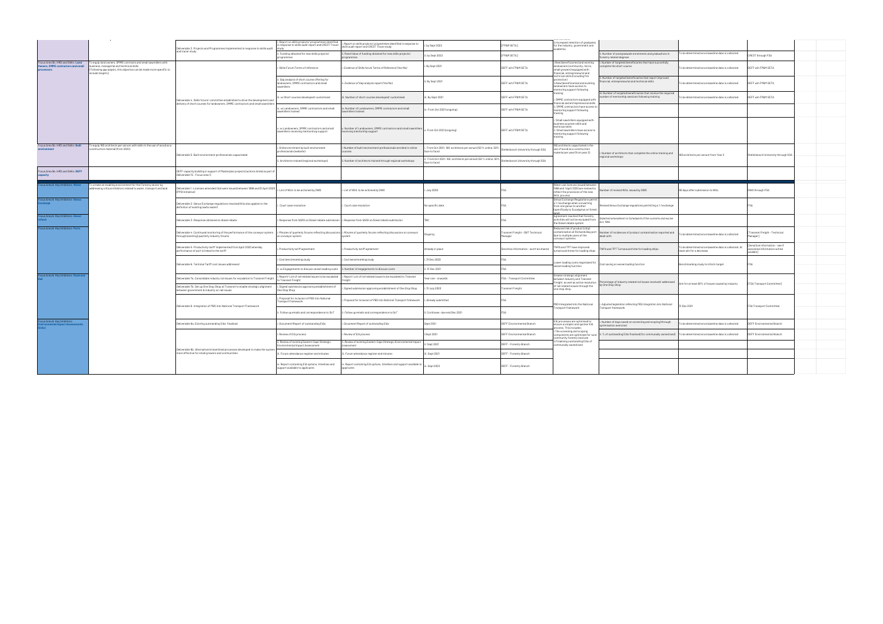| | | | | | | | | | | |
|---|---|---|---|---|---|---|---|---|---|---|
| | | Deliverable 3: Projects and Programmes implemented in response to skills audit and tracer study | i. Report on skills projects/ programmes identified in response to skills audit report and CREST Tracer study | i. Report on skills projects/ programmes identified in response to skills audit report and CREST Tracer study | i. by Sept 2022 | FP&M SETA | ii. Increased retention of graduates for the industry, government and academia | | | |
| | | | ii. Funding obtained for new skills projects/ programmes | ii. Rand Value of funding obtained for new skills projects/ programmes | ii. by Sept 2023 | FP&M SETA | | ii. Number of postgraduate enrolments and graduations in forestry related degrees | To be determined once baseline data is collected | CREST through FSA |
| Focus Area 5c: HRD and Skills: Land owners, SMME contractors and small processors | To equip land owners, SMME contractors and small sawmillers with business, managerial and technical skills (Following gap analysis, this objective can be made more specific to include targets) | Deliverable 4: Skills forum/ committee established to drive the development and delivery of short courses for landowners, SMME contractors and small sawmillers | i. Skills Forum Terms of Reference | i. Evidence of Skills forum Terms of Reference (Yes/No) | i. By Sept 2021 | DEFF with FP&M SETA | i. New (beneficiaries) and existing landowners (community, micro, small growers) equipped with financial, entrepreneurial and technical skills (including fire protection) ii. New (beneficiaries) and existing landowners have access to mentoring support following training | i. Number of targeted beneficiaries that have successfully complete the short course | To be determined once baseline data is collected | DEFF with FP&M SETA |
| | | | ii. Gap analysis of short course offering for landowners, SMME contractors and small sawmillers | ii. Evidence of Gap analysis report (Yes/No) | ii. By Sept 2021 | DEFF with FP&M SETA | | ii. Number of targeted beneficiaries that report improved financial, entrepreneurial and technical skills | To be determined once baseline data is collected | DEFF with FP&M SETA |
| | | | iii. xx Short courses developed/ customised | iii. Number of short courses developed/ customised | iii. By Sept 2021 | DEFF with FP&M SETA | i. SMME contractors equipped with financial and entrepreneurial skills ii. SMME contractors have access to mentoring support following training | iii. Number of targeted beneficiaries that receive the required number of mentorship sessions following training | To be determined once baseline data is collected | DEFF with FP&M SETA |
| | | | iv. xx Landowners, SMME contractors and small sawmillers trained | iv. Number of Landowners, SMME contractors and small sawmillers trained | iv. From Oct 2021 (ongoing) | DEFF with FP&M SETA | | | | |
| | | | v. xx Landowners, SMME contractors and small sawmillers receiving mentorship support | v. Number of Landowners, SMME contractors and small sawmillers receiving mentorship support | v. From Oct 2021 (ongoing) | DEFF with FP&M SETA | i. Small sawmillers equipped with business acumen skills and technical skills ii. Small sawmillers have access to mentoring support following training | | | |
| Focus Area 5d: HRD and Skills: Built environment | To equip 160 architects per annum with skills in the use of wood as a construction material (from 2022) | Deliverable 5: Built environment professionals capacitated | i. Online enrolment by built environment professionals (website) | i. Number of built environment professionals enrolled in online courses | i. From Oct 2021: 160 architects per annum (50 % online, 50% face to face) | Stellenbosch University through SSA | 160 architects capacitated in the use of wood as a construction material per year (from year 2) | i. Number of architects that complete the online training and regional workshops | 160 architects per annum from Year 2 | Stellenbosch University through SSA |
| | | | ii. Architects trained (regional workshops) | ii. Number of architects trained through regional workshops | ii. From Oct 2021: 160 architects per annum (50 % online, 50% face to face) | Stellenbosch University through SSA | | | | |
| Focus Area 5e: HRD and Skills: DEFF capacity | | DEFF capacity building in support of Masterplan projects (actions listed as part of Deliverable 15 – Focus area 1) | | | | | | | | |
| Focus Area 6: Key Inhibitors: Water | To create an enabling environment for the Forestry sector by addressing critical inhibitors related to water, transport and land | Deliverable 1: Licenses amended that were issued between 1998 and 01 April 2020 (PPRI Initiative) | i. List of WUL to be actioned by DWS | i. List of WUL to be actioned by DWS | i. July 2020 | FSA | Water use licences issued between 1998 and 1 April 2020 are revised to reflect the provisions of the new WUL process | Number of revised WUL issued by DWS | 90 days after submission to WUL | DWS through FSA |
| Focus Area 6: Key Inhibitors: Genus Exchange | | Deliverable 2: Genus Exchange regulations resolved (this also applies to the definition of existing lawful water) | i. Court case resolution | i. Court case resolution | No specific date | FSA | Genus Exchange Regulations permit a 1:1 exchange when converting from one genus to another (specifically to Eucalyptus on forest land) | Revised Genus Exchange regulations permitting a 1:1 exchange | | FSA |
| Focus Area 6: Key Inhibitors: Diesel refund | | Deliverable 3: Response obtained on diesel rebate | i. Response from SARS on Diesel rebate submission | i. Response from SARS on Diesel rebate submission | TBC | FSA | Agreement reached that forestry activities will not be excluded from the Diesel rebate system | Gazetted amendment to Schedule 6 of the customs and excise Act, 1964 | | |
| Focus Area 6: Key Inhibitors: Ports | | Deliverable 4: Continued monitoring of the performance of the conveyor system through (existing) quarterly industry forums | i. Minutes of quarterly forums reflecting discussions on conveyor system | i. Minutes of quarterly forums reflecting discussions on conveyor system | Ongoing | Transnet Freight – DBT Technical Manager | Reduced risk of product (chip) contamination at Richards Bay port due to multiple users of the conveyor systems | Number of incidences of product contamination reported and dealt with | To be determined once baseline data is collected | [Transnet Freight – Technical Manager] |
| | | Deliverable 5: Productivity tariff implemented from April 2020 whereby performance of port is linked to the tariff | i. Productivity tariff agreement | i. Productivity tariff agreement | Already in place | Sensitive information – won't be shared | TNPA and TPT have improved turnaround times for loading ships | TNPA and TPT Turnaround time for loading ships | To be determined once baseline data is collected. At least aim for a decrease | [Sensitive information – see if anecdotal information will be available] |
| | | Deliverable 6: Terminal Tariff cost issues addressed | i. Cost benchmarking study | i. Cost benchmarking study | i. 31 Dec 2020 | FSA | Lower loading costs negotiated for vessel loading function | Cost saving on vessel loading function | Benchmarking study to inform target | FSA |
| | | | ii. xx Engagements to discuss vessel loading costs | ii. Number of engagements to discuss costs | ii. 31 Dec 2021 | FSA | | | | |
| Focus Area 6: Key Inhibitors: Road and Rail | | Deliverable 7a: Consolidate industry rail issues for escalation to Transnet Freight | i. Report/ List of rail related issues to be escalated to Transnet Freight | i. Report/ List of rail related issues to be escalated to Transnet Freight | Year one - onwards | FSA – Transport Committee | Greater strategic alignment between Industry and Transnet Freight, as well as active resolution of rail related issues through the one stop shop. | Percentage of Industry related rail issues resolved/ addressed by One Stop Shop | Aim for at least 80% of issues raised by industry | [FSA Transport Committee] |
| | | Deliverable 7b: Set up One Stop Shop at Transnet to enable strategic alignment between government & industry on rail issues | i. Signed submission approving establishment of One Stop Shop | i. Signed submission approving establishment of One Stop Shop | i. 31 July 2020 | Transnet Freight | | | | |
| | | Deliverable 8: Integration of PBS into National Transport Framework | i. Proposal for inclusion of PBS into National Transport framework | i. Proposal for inclusion of PBS into National Transport framework | i. Already submitted | FSA | PBS integrated into the National Transport framework | i. Adjusted legislation reflecting PBS integration into National Transport framework | 31 Dec 2021 | FSA Transport Committee |
| | | | ii. Follow up emails and correspondence to DoT | ii. Follow up emails and correspondence to DoT | ii. Continues - due end Dec 2021 | FSA | | | | |
| Focus Area 6: Key Inhibitors: Environmental Impact Assessments (EIAs) | | Deliverable 9a: Existing outstanding EIAs finalised | i. Document/Report of outstanding EIAs | i. Document/ Report of outstanding EIAs | Sept 2021 | DEFF Environmental Branch | EIA processes are optimised to ensure a simpler and quicker EIA process. This includes: i. The screening and scoping components are optimised for rural community forestry land use ii. Finalising outstanding EIAs of communally owned land | i. Number of days saved on screening and scoping (through optimisation exercise) | To be determined once baseline data is collected | DEFF Environmental Branch |
| | | Deliverable 9b: Alternative/streamlined processes developed to make the system more effective for small growers and communities | i. Review of EIA process | i. Review of EIA process | i. Sept 2021 | DEFF Environmental Branch | | ii. % of outstanding EIAs finalised (for communally owned land) | To be determined once baseline data is collected | DEFF Environmental Branch |
| | | | ii. Review of existing Eastern Cape Strategic Environmental Impact Assessment | ii. Review of existing Eastern Cape Strategic Environmental Impact Assessment | ii. Sept 2021 | DEFF – Forestry Branch | | | | |
| | | | iii. Forum attendance register and minutes | iii. Forum attendance register and minutes | iii. Sept 2021 | DEFF – Forestry Branch | | | | |
| | | | iv. Report containing EIA options, timelines and support available to applicants | iv. Report containing EIA options, timelines and support available to applicants | iv. Sept 2022 | DEFF – Forestry Branch | | | | |